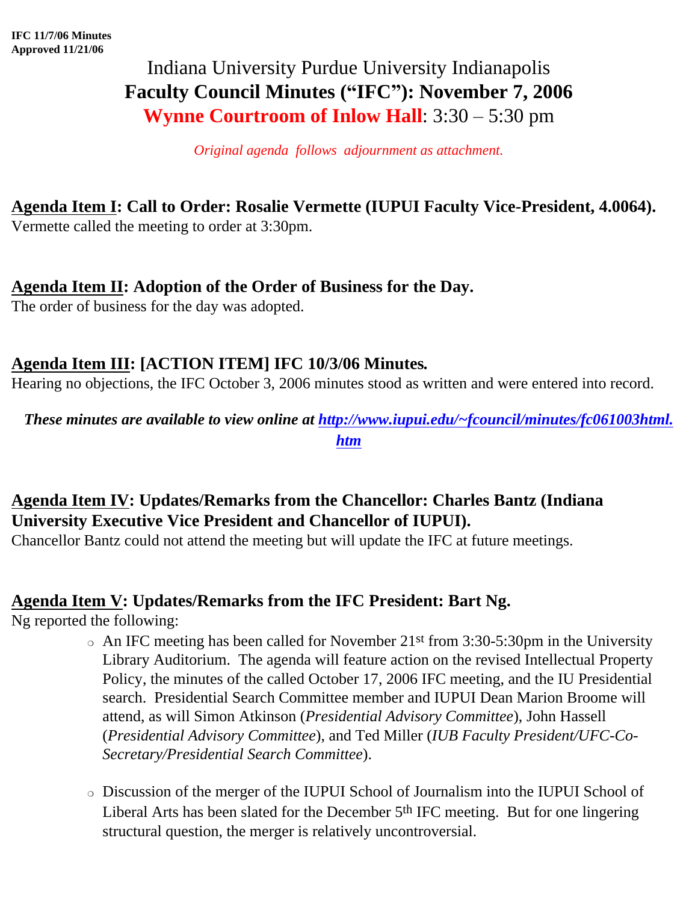**IFC 11/7/06 Minutes**
**Approved 11/21/06**

# Indiana University Purdue University Indianapolis
# **Faculty Council Minutes ("IFC"): November 7, 2006**
## **Wynne Courtroom of Inlow Hall**: 3:30 – 5:30 pm

*Original agenda follows adjournment as attachment.*

**Agenda Item I: Call to Order: Rosalie Vermette (IUPUI Faculty Vice-President, 4.0064).**
Vermette called the meeting to order at 3:30pm.

**Agenda Item II: Adoption of the Order of Business for the Day.**
The order of business for the day was adopted.

**Agenda Item III: [ACTION ITEM] IFC 10/3/06 Minutes.**
Hearing no objections, the IFC October 3, 2006 minutes stood as written and were entered into record.

***These minutes are available to view online at [http://www.iupui.edu/~fcouncil/minutes/fc061003html.htm](http://www.iupui.edu/~fcouncil/minutes/fc061003html.htm)***

**Agenda Item IV: Updates/Remarks from the Chancellor: Charles Bantz (Indiana University Executive Vice President and Chancellor of IUPUI).**
Chancellor Bantz could not attend the meeting but will update the IFC at future meetings.

**Agenda Item V: Updates/Remarks from the IFC President: Bart Ng.**
Ng reported the following:

- An IFC meeting has been called for November 21st from 3:30-5:30pm in the University Library Auditorium. The agenda will feature action on the revised Intellectual Property Policy, the minutes of the called October 17, 2006 IFC meeting, and the IU Presidential search. Presidential Search Committee member and IUPUI Dean Marion Broome will attend, as will Simon Atkinson (*Presidential Advisory Committee*), John Hassell (*Presidential Advisory Committee*), and Ted Miller (*IUB Faculty President/UFC-Co-Secretary/Presidential Search Committee*).

- Discussion of the merger of the IUPUI School of Journalism into the IUPUI School of Liberal Arts has been slated for the December 5th IFC meeting. But for one lingering structural question, the merger is relatively uncontroversial.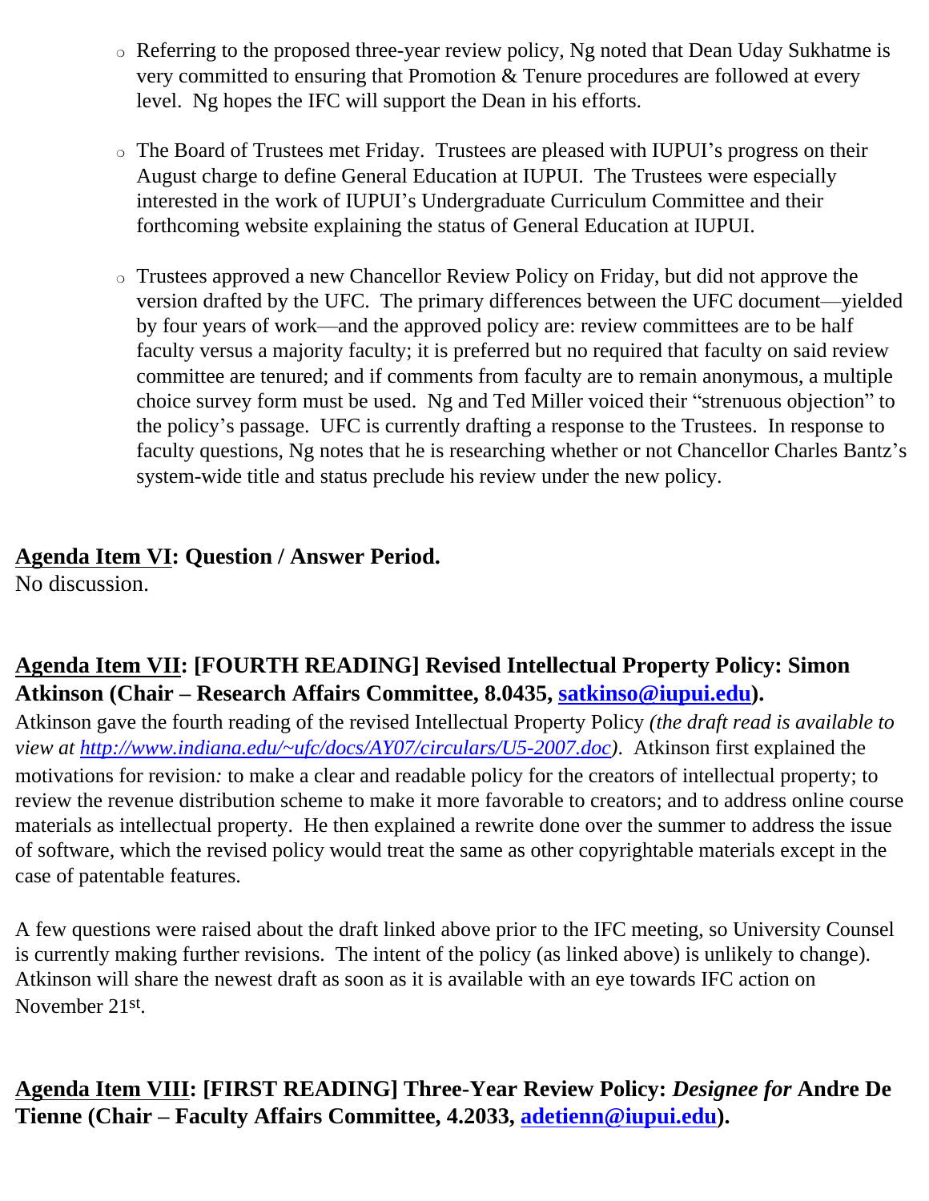- Referring to the proposed three-year review policy, Ng noted that Dean Uday Sukhatme is very committed to ensuring that Promotion & Tenure procedures are followed at every level. Ng hopes the IFC will support the Dean in his efforts.

- The Board of Trustees met Friday. Trustees are pleased with IUPUI's progress on their August charge to define General Education at IUPUI. The Trustees were especially interested in the work of IUPUI's Undergraduate Curriculum Committee and their forthcoming website explaining the status of General Education at IUPUI.

- Trustees approved a new Chancellor Review Policy on Friday, but did not approve the version drafted by the UFC. The primary differences between the UFC document—yielded by four years of work—and the approved policy are: review committees are to be half faculty versus a majority faculty; it is preferred but no required that faculty on said review committee are tenured; and if comments from faculty are to remain anonymous, a multiple choice survey form must be used. Ng and Ted Miller voiced their "strenuous objection" to the policy's passage. UFC is currently drafting a response to the Trustees. In response to faculty questions, Ng notes that he is researching whether or not Chancellor Charles Bantz's system-wide title and status preclude his review under the new policy.

**<u>Agenda Item VI</u>: Question / Answer Period.**
No discussion.

**<u>Agenda Item VII</u>: [FOURTH READING] Revised Intellectual Property Policy: Simon Atkinson (Chair – Research Affairs Committee, 8.0435, [satkinso@iupui.edu](mailto:satkinso@iupui.edu)).**

Atkinson gave the fourth reading of the revised Intellectual Property Policy *(the draft read is available to view at [http://www.indiana.edu/~ufc/docs/AY07/circulars/U5-2007.doc](http://www.indiana.edu/~ufc/docs/AY07/circulars/U5-2007.doc))*. Atkinson first explained the motivations for revision*:* to make a clear and readable policy for the creators of intellectual property; to review the revenue distribution scheme to make it more favorable to creators; and to address online course materials as intellectual property. He then explained a rewrite done over the summer to address the issue of software, which the revised policy would treat the same as other copyrightable materials except in the case of patentable features.

A few questions were raised about the draft linked above prior to the IFC meeting, so University Counsel is currently making further revisions. The intent of the policy (as linked above) is unlikely to change). Atkinson will share the newest draft as soon as it is available with an eye towards IFC action on November 21st.

**<u>Agenda Item VIII</u>: [FIRST READING] Three-Year Review Policy: *Designee for* Andre De Tienne (Chair – Faculty Affairs Committee, 4.2033, [adetienn@iupui.edu](mailto:adetienn@iupui.edu)).**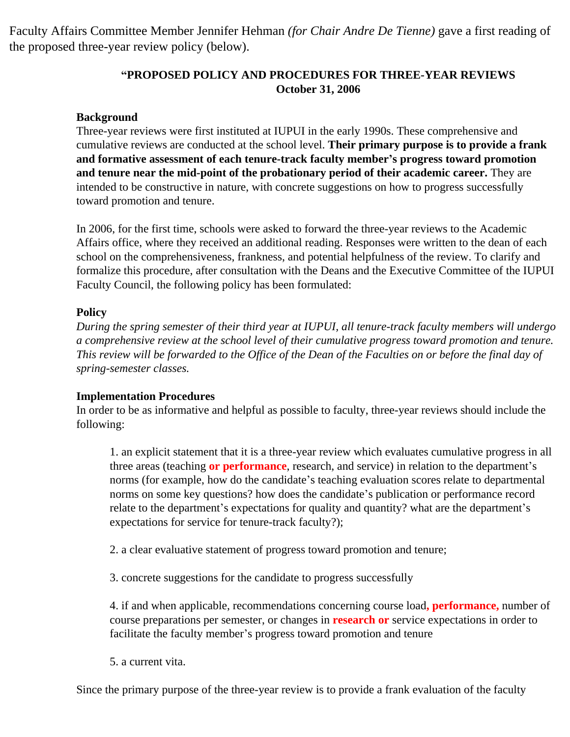Faculty Affairs Committee Member Jennifer Hehman *(for Chair Andre De Tienne)* gave a first reading of the proposed three-year review policy (below).

**"PROPOSED POLICY AND PROCEDURES FOR THREE-YEAR REVIEWS**
**October 31, 2006**

**Background**

Three-year reviews were first instituted at IUPUI in the early 1990s. These comprehensive and cumulative reviews are conducted at the school level. **Their primary purpose is to provide a frank and formative assessment of each tenure-track faculty member's progress toward promotion and tenure near the mid-point of the probationary period of their academic career.** They are intended to be constructive in nature, with concrete suggestions on how to progress successfully toward promotion and tenure.

In 2006, for the first time, schools were asked to forward the three-year reviews to the Academic Affairs office, where they received an additional reading. Responses were written to the dean of each school on the comprehensiveness, frankness, and potential helpfulness of the review. To clarify and formalize this procedure, after consultation with the Deans and the Executive Committee of the IUPUI Faculty Council, the following policy has been formulated:

**Policy**

*During the spring semester of their third year at IUPUI, all tenure-track faculty members will undergo a comprehensive review at the school level of their cumulative progress toward promotion and tenure. This review will be forwarded to the Office of the Dean of the Faculties on or before the final day of spring-semester classes.*

**Implementation Procedures**

In order to be as informative and helpful as possible to faculty, three-year reviews should include the following:

1. an explicit statement that it is a three-year review which evaluates cumulative progress in all three areas (teaching **or performance**, research, and service) in relation to the department's norms (for example, how do the candidate's teaching evaluation scores relate to departmental norms on some key questions? how does the candidate's publication or performance record relate to the department's expectations for quality and quantity? what are the department's expectations for service for tenure-track faculty?);

2. a clear evaluative statement of progress toward promotion and tenure;

3. concrete suggestions for the candidate to progress successfully

4. if and when applicable, recommendations concerning course load**, performance,** number of course preparations per semester, or changes in **research or** service expectations in order to facilitate the faculty member's progress toward promotion and tenure

5. a current vita.

Since the primary purpose of the three-year review is to provide a frank evaluation of the faculty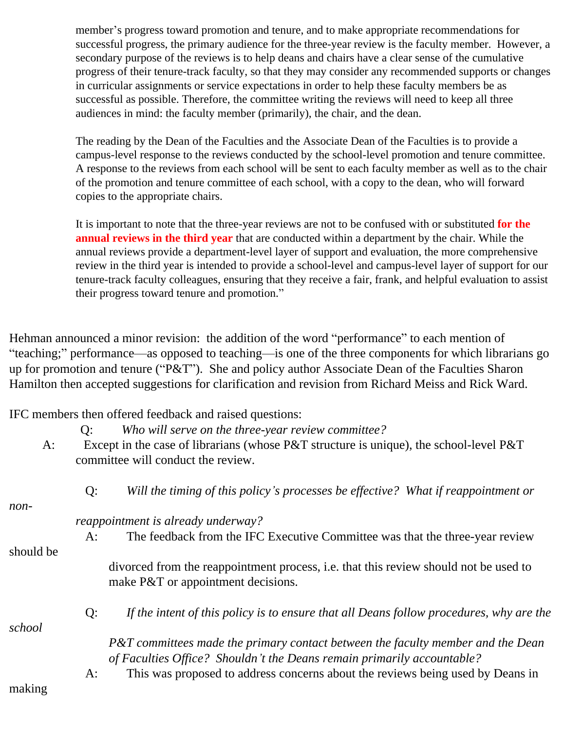> member's progress toward promotion and tenure, and to make appropriate recommendations for successful progress, the primary audience for the three-year review is the faculty member. However, a secondary purpose of the reviews is to help deans and chairs have a clear sense of the cumulative progress of their tenure-track faculty, so that they may consider any recommended supports or changes in curricular assignments or service expectations in order to help these faculty members be as successful as possible. Therefore, the committee writing the reviews will need to keep all three audiences in mind: the faculty member (primarily), the chair, and the dean.
>
> The reading by the Dean of the Faculties and the Associate Dean of the Faculties is to provide a campus-level response to the reviews conducted by the school-level promotion and tenure committee. A response to the reviews from each school will be sent to each faculty member as well as to the chair of the promotion and tenure committee of each school, with a copy to the dean, who will forward copies to the appropriate chairs.
>
> It is important to note that the three-year reviews are not to be confused with or substituted **for the annual reviews in the third year** that are conducted within a department by the chair. While the annual reviews provide a department-level layer of support and evaluation, the more comprehensive review in the third year is intended to provide a school-level and campus-level layer of support for our tenure-track faculty colleagues, ensuring that they receive a fair, frank, and helpful evaluation to assist their progress toward tenure and promotion."

Hehman announced a minor revision: the addition of the word "performance" to each mention of "teaching;" performance—as opposed to teaching—is one of the three components for which librarians go up for promotion and tenure ("P&T"). She and policy author Associate Dean of the Faculties Sharon Hamilton then accepted suggestions for clarification and revision from Richard Meiss and Rick Ward.

IFC members then offered feedback and raised questions:

Q: *Who will serve on the three-year review committee?*

A: Except in the case of librarians (whose P&T structure is unique), the school-level P&T committee will conduct the review.

Q: *Will the timing of this policy's processes be effective? What if reappointment or non-reappointment is already underway?*

A: The feedback from the IFC Executive Committee was that the three-year review should be divorced from the reappointment process, i.e. that this review should not be used to make P&T or appointment decisions.

Q: *If the intent of this policy is to ensure that all Deans follow procedures, why are the school P&T committees made the primary contact between the faculty member and the Dean of Faculties Office? Shouldn't the Deans remain primarily accountable?*

A: This was proposed to address concerns about the reviews being used by Deans in making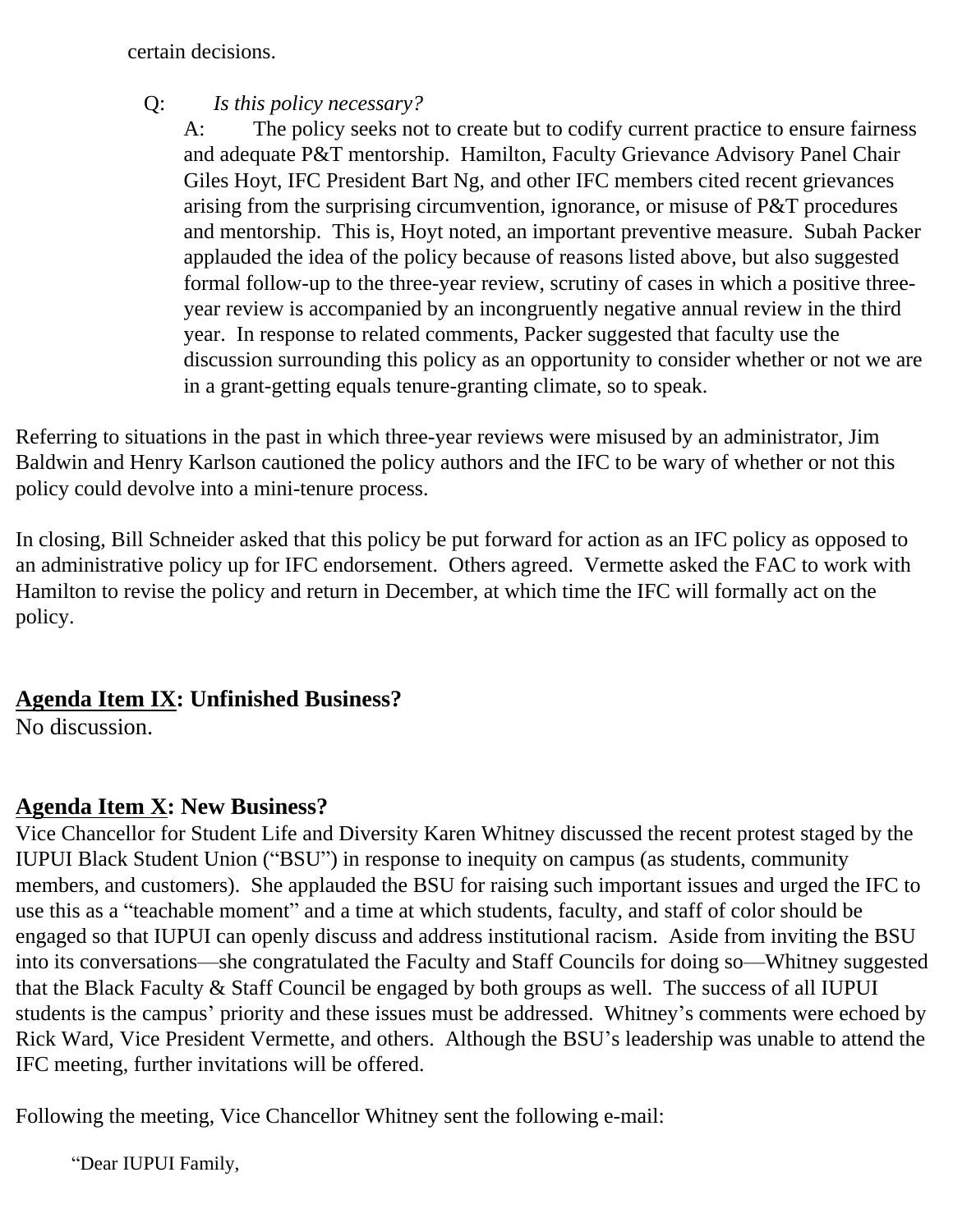certain decisions.

Q: *Is this policy necessary?*

A: The policy seeks not to create but to codify current practice to ensure fairness and adequate P&T mentorship. Hamilton, Faculty Grievance Advisory Panel Chair Giles Hoyt, IFC President Bart Ng, and other IFC members cited recent grievances arising from the surprising circumvention, ignorance, or misuse of P&T procedures and mentorship. This is, Hoyt noted, an important preventive measure. Subah Packer applauded the idea of the policy because of reasons listed above, but also suggested formal follow-up to the three-year review, scrutiny of cases in which a positive three-year review is accompanied by an incongruently negative annual review in the third year. In response to related comments, Packer suggested that faculty use the discussion surrounding this policy as an opportunity to consider whether or not we are in a grant-getting equals tenure-granting climate, so to speak.

Referring to situations in the past in which three-year reviews were misused by an administrator, Jim Baldwin and Henry Karlson cautioned the policy authors and the IFC to be wary of whether or not this policy could devolve into a mini-tenure process.

In closing, Bill Schneider asked that this policy be put forward for action as an IFC policy as opposed to an administrative policy up for IFC endorsement. Others agreed. Vermette asked the FAC to work with Hamilton to revise the policy and return in December, at which time the IFC will formally act on the policy.

## Agenda Item IX: Unfinished Business?

No discussion.

## Agenda Item X: New Business?

Vice Chancellor for Student Life and Diversity Karen Whitney discussed the recent protest staged by the IUPUI Black Student Union ("BSU") in response to inequity on campus (as students, community members, and customers). She applauded the BSU for raising such important issues and urged the IFC to use this as a "teachable moment" and a time at which students, faculty, and staff of color should be engaged so that IUPUI can openly discuss and address institutional racism. Aside from inviting the BSU into its conversations—she congratulated the Faculty and Staff Councils for doing so—Whitney suggested that the Black Faculty & Staff Council be engaged by both groups as well. The success of all IUPUI students is the campus' priority and these issues must be addressed. Whitney's comments were echoed by Rick Ward, Vice President Vermette, and others. Although the BSU's leadership was unable to attend the IFC meeting, further invitations will be offered.

Following the meeting, Vice Chancellor Whitney sent the following e-mail:

"Dear IUPUI Family,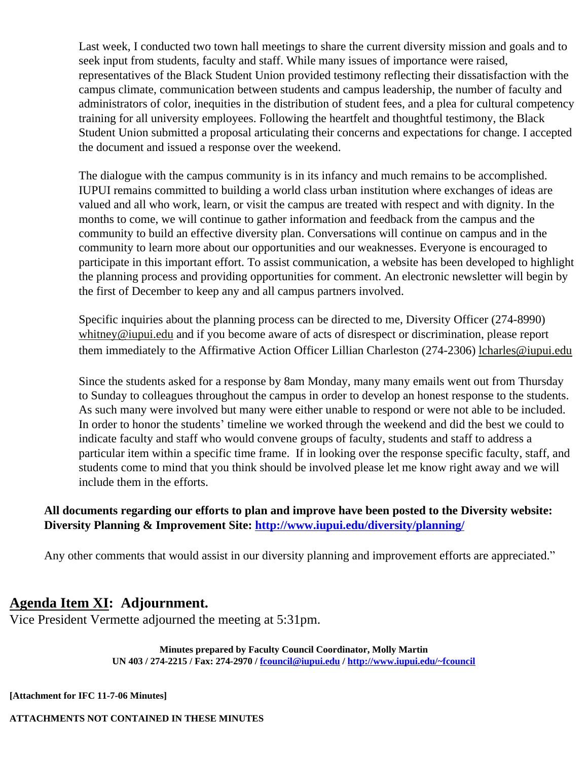Last week, I conducted two town hall meetings to share the current diversity mission and goals and to seek input from students, faculty and staff. While many issues of importance were raised, representatives of the Black Student Union provided testimony reflecting their dissatisfaction with the campus climate, communication between students and campus leadership, the number of faculty and administrators of color, inequities in the distribution of student fees, and a plea for cultural competency training for all university employees. Following the heartfelt and thoughtful testimony, the Black Student Union submitted a proposal articulating their concerns and expectations for change. I accepted the document and issued a response over the weekend.

The dialogue with the campus community is in its infancy and much remains to be accomplished. IUPUI remains committed to building a world class urban institution where exchanges of ideas are valued and all who work, learn, or visit the campus are treated with respect and with dignity. In the months to come, we will continue to gather information and feedback from the campus and the community to build an effective diversity plan. Conversations will continue on campus and in the community to learn more about our opportunities and our weaknesses. Everyone is encouraged to participate in this important effort. To assist communication, a website has been developed to highlight the planning process and providing opportunities for comment. An electronic newsletter will begin by the first of December to keep any and all campus partners involved.

Specific inquiries about the planning process can be directed to me, Diversity Officer (274-8990) whitney@iupui.edu and if you become aware of acts of disrespect or discrimination, please report them immediately to the Affirmative Action Officer Lillian Charleston (274-2306) lcharles@iupui.edu

Since the students asked for a response by 8am Monday, many many emails went out from Thursday to Sunday to colleagues throughout the campus in order to develop an honest response to the students. As such many were involved but many were either unable to respond or were not able to be included. In order to honor the students' timeline we worked through the weekend and did the best we could to indicate faculty and staff who would convene groups of faculty, students and staff to address a particular item within a specific time frame. If in looking over the response specific faculty, staff, and students come to mind that you think should be involved please let me know right away and we will include them in the efforts.

**All documents regarding our efforts to plan and improve have been posted to the Diversity website: Diversity Planning & Improvement Site: http://www.iupui.edu/diversity/planning/**

Any other comments that would assist in our diversity planning and improvement efforts are appreciated."

## Agenda Item XI: Adjournment.

Vice President Vermette adjourned the meeting at 5:31pm.

**Minutes prepared by Faculty Council Coordinator, Molly Martin**
**UN 403 / 274-2215 / Fax: 274-2970 / fcouncil@iupui.edu / http://www.iupui.edu/~fcouncil**

**[Attachment for IFC 11-7-06 Minutes]**

**ATTACHMENTS NOT CONTAINED IN THESE MINUTES**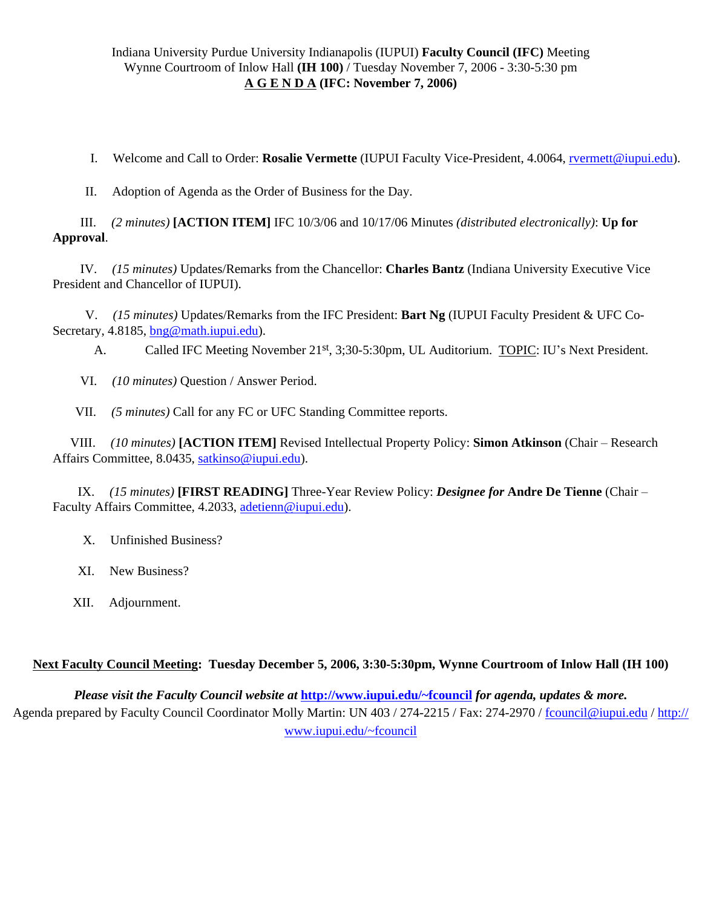Indiana University Purdue University Indianapolis (IUPUI) **Faculty Council (IFC)** Meeting
Wynne Courtroom of Inlow Hall **(IH 100)** / Tuesday November 7, 2006 - 3:30-5:30 pm
**A G E N D A (IFC: November 7, 2006)**

I. Welcome and Call to Order: **Rosalie Vermette** (IUPUI Faculty Vice-President, 4.0064, rvermett@iupui.edu).

II. Adoption of Agenda as the Order of Business for the Day.

III. *(2 minutes)* **[ACTION ITEM]** IFC 10/3/06 and 10/17/06 Minutes *(distributed electronically)*: **Up for Approval**.

IV. *(15 minutes)* Updates/Remarks from the Chancellor: **Charles Bantz** (Indiana University Executive Vice President and Chancellor of IUPUI).

V. *(15 minutes)* Updates/Remarks from the IFC President: **Bart Ng** (IUPUI Faculty President & UFC Co-Secretary, 4.8185, bng@math.iupui.edu).

A. Called IFC Meeting November 21st, 3;30-5:30pm, UL Auditorium. TOPIC: IU's Next President.

VI. *(10 minutes)* Question / Answer Period.

VII. *(5 minutes)* Call for any FC or UFC Standing Committee reports.

VIII. *(10 minutes)* **[ACTION ITEM]** Revised Intellectual Property Policy: **Simon Atkinson** (Chair – Research Affairs Committee, 8.0435, satkinso@iupui.edu).

IX. *(15 minutes)* **[FIRST READING]** Three-Year Review Policy: ***Designee for* Andre De Tienne** (Chair – Faculty Affairs Committee, 4.2033, adetienn@iupui.edu).

X. Unfinished Business?

XI. New Business?

XII. Adjournment.

**Next Faculty Council Meeting: Tuesday December 5, 2006, 3:30-5:30pm, Wynne Courtroom of Inlow Hall (IH 100)**

***Please visit the Faculty Council website at http://www.iupui.edu/~fcouncil for agenda, updates & more.***
Agenda prepared by Faculty Council Coordinator Molly Martin: UN 403 / 274-2215 / Fax: 274-2970 / fcouncil@iupui.edu / http://www.iupui.edu/~fcouncil